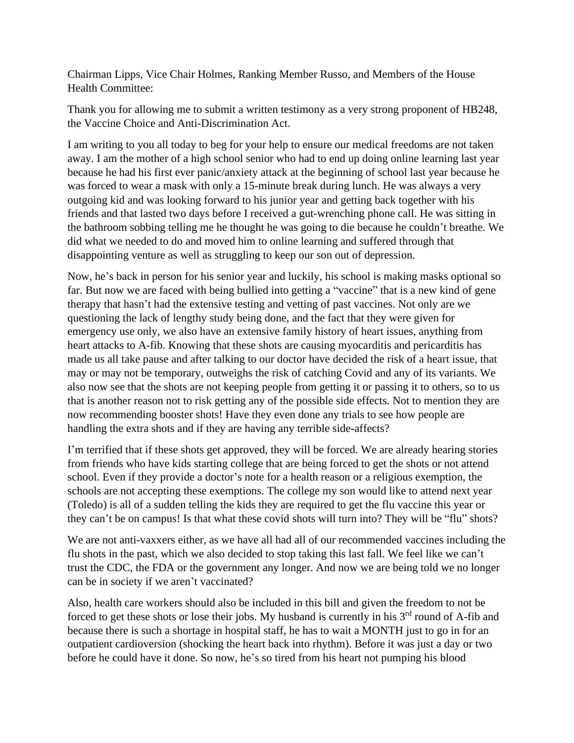Chairman Lipps, Vice Chair Holmes, Ranking Member Russo, and Members of the House Health Committee:

Thank you for allowing me to submit a written testimony as a very strong proponent of HB248, the Vaccine Choice and Anti-Discrimination Act.

I am writing to you all today to beg for your help to ensure our medical freedoms are not taken away. I am the mother of a high school senior who had to end up doing online learning last year because he had his first ever panic/anxiety attack at the beginning of school last year because he was forced to wear a mask with only a 15-minute break during lunch. He was always a very outgoing kid and was looking forward to his junior year and getting back together with his friends and that lasted two days before I received a gut-wrenching phone call. He was sitting in the bathroom sobbing telling me he thought he was going to die because he couldn't breathe. We did what we needed to do and moved him to online learning and suffered through that disappointing venture as well as struggling to keep our son out of depression.

Now, he's back in person for his senior year and luckily, his school is making masks optional so far. But now we are faced with being bullied into getting a "vaccine" that is a new kind of gene therapy that hasn't had the extensive testing and vetting of past vaccines. Not only are we questioning the lack of lengthy study being done, and the fact that they were given for emergency use only, we also have an extensive family history of heart issues, anything from heart attacks to A-fib. Knowing that these shots are causing myocarditis and pericarditis has made us all take pause and after talking to our doctor have decided the risk of a heart issue, that may or may not be temporary, outweighs the risk of catching Covid and any of its variants. We also now see that the shots are not keeping people from getting it or passing it to others, so to us that is another reason not to risk getting any of the possible side effects. Not to mention they are now recommending booster shots! Have they even done any trials to see how people are handling the extra shots and if they are having any terrible side-affects?

I'm terrified that if these shots get approved, they will be forced. We are already hearing stories from friends who have kids starting college that are being forced to get the shots or not attend school. Even if they provide a doctor's note for a health reason or a religious exemption, the schools are not accepting these exemptions. The college my son would like to attend next year (Toledo) is all of a sudden telling the kids they are required to get the flu vaccine this year or they can't be on campus! Is that what these covid shots will turn into? They will be "flu" shots?

We are not anti-vaxxers either, as we have all had all of our recommended vaccines including the flu shots in the past, which we also decided to stop taking this last fall. We feel like we can't trust the CDC, the FDA or the government any longer. And now we are being told we no longer can be in society if we aren't vaccinated?

Also, health care workers should also be included in this bill and given the freedom to not be forced to get these shots or lose their jobs. My husband is currently in his 3rd round of A-fib and because there is such a shortage in hospital staff, he has to wait a MONTH just to go in for an outpatient cardioversion (shocking the heart back into rhythm). Before it was just a day or two before he could have it done. So now, he's so tired from his heart not pumping his blood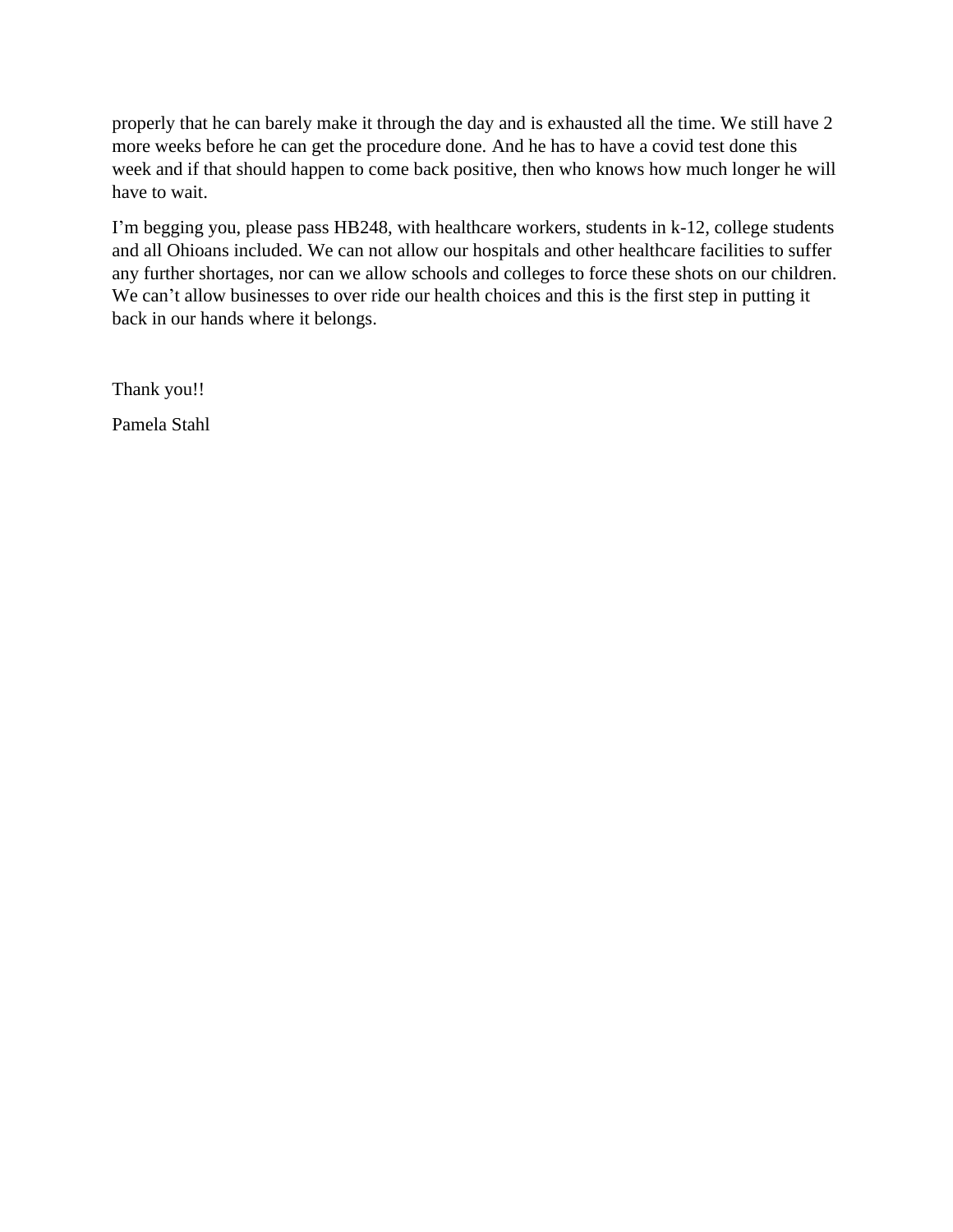properly that he can barely make it through the day and is exhausted all the time. We still have 2 more weeks before he can get the procedure done. And he has to have a covid test done this week and if that should happen to come back positive, then who knows how much longer he will have to wait.

I'm begging you, please pass HB248, with healthcare workers, students in k-12, college students and all Ohioans included. We can not allow our hospitals and other healthcare facilities to suffer any further shortages, nor can we allow schools and colleges to force these shots on our children. We can't allow businesses to over ride our health choices and this is the first step in putting it back in our hands where it belongs.

Thank you!!

Pamela Stahl